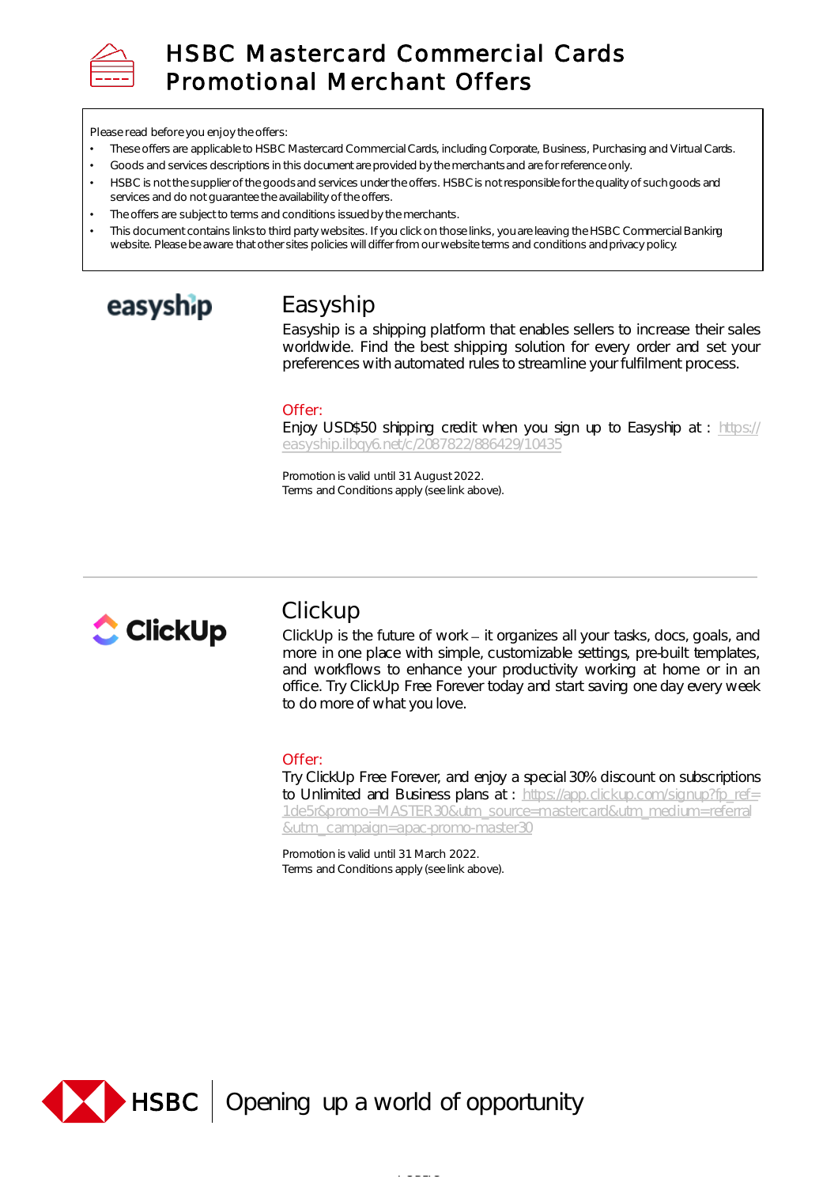# HSBC Mastercard Commercial Cards Promotional Merchant Offers

Please read before you enjoy the offers:

- These offers are applicable to HSBC Mastercard Commercial Cards, including Corporate, Business, Purchasing and Virtual Cards.
- Goods and services descriptions in this document are provided by the merchants and are for reference only.
- HSBC is not the supplier of the goods and services under the offers. HSBC is not responsible for the quality of such goods and services and do not guarantee the availability of the offers.
- The offers are subject to terms and conditions issued by the merchants.
- This document contains links to third party websites. If you click on those links, you are leaving the HSBC Commercial Banking website. Please be aware that other sites policies will differ from our website terms and conditions and privacy policy.

## Easyship

Easyship is a shipping platform that enables sellers to increase their sales worldwide. Find the best shipping solution for every order and set your preferences with automated rules to streamline your fulfilment process.

Offer:

Enjoy USD$50 shipping credit when you sign up to Easyship at : https://easyship.ilbqy6.net/c/2087822/886429/10435

Promotion is valid until 31 August 2022.
Terms and Conditions apply (see link above).

---

## Clickup

ClickUp is the future of work – it organizes all your tasks, docs, goals, and more in one place with simple, customizable settings, pre-built templates, and workflows to enhance your productivity working at home or in an office. Try ClickUp Free Forever today and start saving one day every week to do more of what you love.

Offer:

Try ClickUp Free Forever, and enjoy a special 30% discount on subscriptions to Unlimited and Business plans at : https://app.clickup.com/signup?fp_ref=1de5r&promo=MASTER30&utm_source=mastercard&utm_medium=referral&utm_campaign=apac-promo-master30

Promotion is valid until 31 March 2022.
Terms and Conditions apply (see link above).

HSBC | Opening up a world of opportunity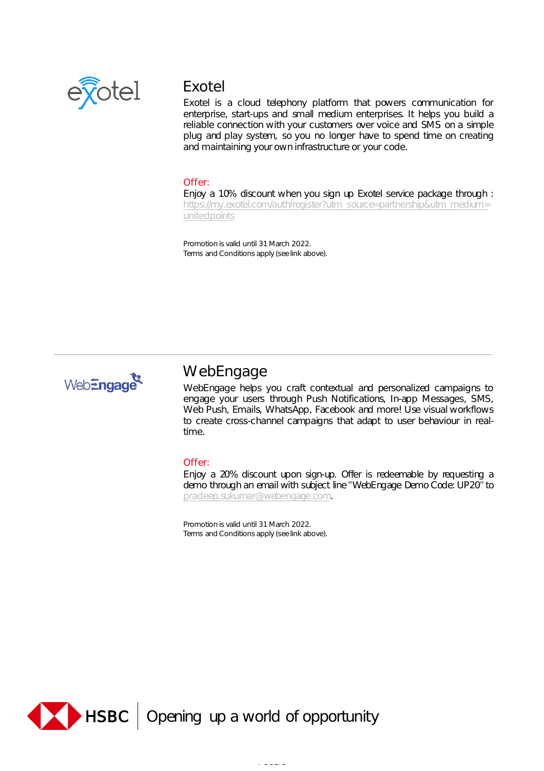## Exotel

Exotel is a cloud telephony platform that powers communication for enterprise, start-ups and small medium enterprises. It helps you build a reliable connection with your customers over voice and SMS on a simple plug and play system, so you no longer have to spend time on creating and maintaining your own infrastructure or your code.

Offer:

Enjoy a 10% discount when you sign up Exotel service package through : https://my.exotel.com/auth/register?utm_source=partnership&utm_medium=unitedpoints

Promotion is valid until 31 March 2022.
Terms and Conditions apply (see link above).

---

## WebEngage

WebEngage helps you craft contextual and personalized campaigns to engage your users through Push Notifications, In-app Messages, SMS, Web Push, Emails, WhatsApp, Facebook and more! Use visual workflows to create cross-channel campaigns that adapt to user behaviour in real-time.

Offer:

Enjoy a 20% discount upon sign-up. Offer is redeemable by requesting a demo through an email with subject line "WebEngage Demo Code: UP20" to pradeep.sukumar@webengage.com.

Promotion is valid until 31 March 2022.
Terms and Conditions apply (see link above).

HSBC Opening up a world of opportunity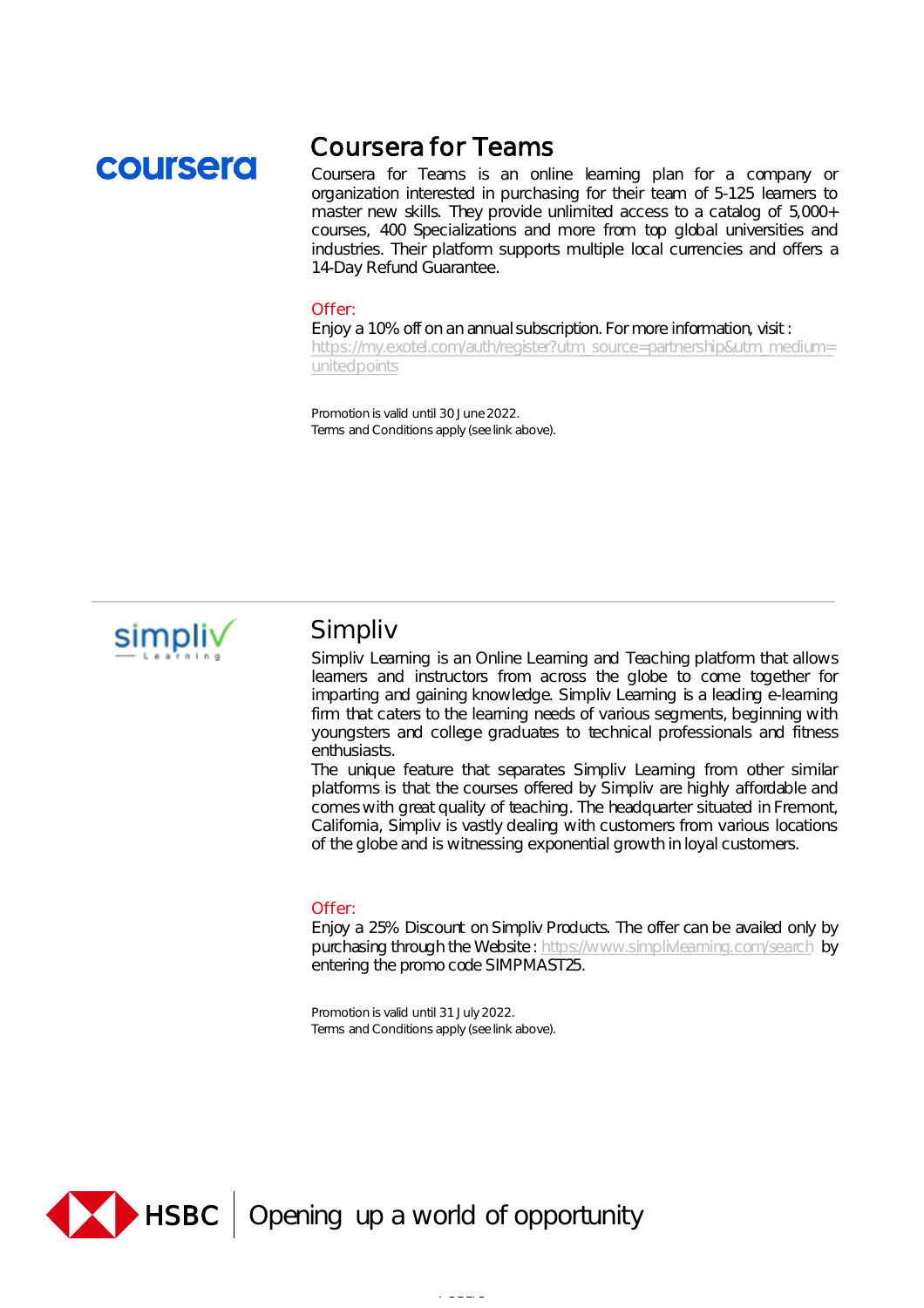## Coursera for Teams

Coursera for Teams is an online learning plan for a company or organization interested in purchasing for their team of 5-125 learners to master new skills. They provide unlimited access to a catalog of 5,000+ courses, 400 Specializations and more from top global universities and industries. Their platform supports multiple local currencies and offers a 14-Day Refund Guarantee.

Offer:

Enjoy a 10% off on an annual subscription. For more information, visit : https://my.exotel.com/auth/register?utm_source=partnership&utm_medium=unitedpoints

Promotion is valid until 30 June 2022.
Terms and Conditions apply (see link above).

---

## Simpliv

Simpliv Learning is an Online Learning and Teaching platform that allows learners and instructors from across the globe to come together for imparting and gaining knowledge. Simpliv Learning is a leading e-learning firm that caters to the learning needs of various segments, beginning with youngsters and college graduates to technical professionals and fitness enthusiasts.
The unique feature that separates Simpliv Learning from other similar platforms is that the courses offered by Simpliv are highly affordable and comes with great quality of teaching. The headquarter situated in Fremont, California, Simpliv is vastly dealing with customers from various locations of the globe and is witnessing exponential growth in loyal customers.

Offer:

Enjoy a 25% Discount on Simpliv Products. The offer can be availed only by purchasing through the Website : https://www.simplivlearning.com/search by entering the promo code SIMPMAST25.

Promotion is valid until 31 July 2022.
Terms and Conditions apply (see link above).

HSBC | Opening up a world of opportunity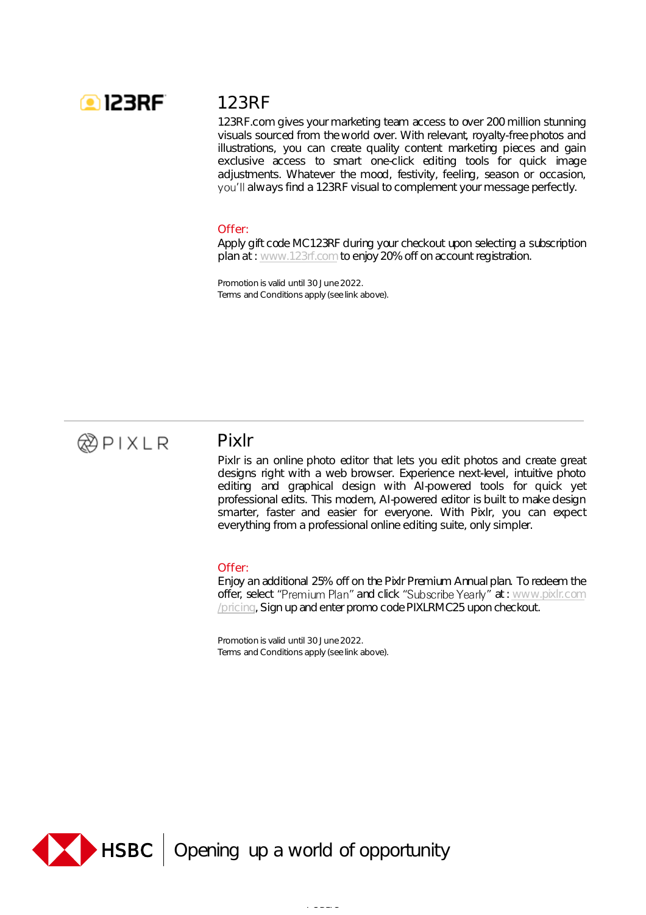## 123RF

123RF.com gives your marketing team access to over 200 million stunning visuals sourced from the world over. With relevant, royalty-free photos and illustrations, you can create quality content marketing pieces and gain exclusive access to smart one-click editing tools for quick image adjustments. Whatever the mood, festivity, feeling, season or occasion, you'll always find a 123RF visual to complement your message perfectly.

Offer:

Apply gift code MC123RF during your checkout upon selecting a subscription plan at : www.123rf.com to enjoy 20% off on account registration.

Promotion is valid until 30 June 2022.
Terms and Conditions apply (see link above).

---

## Pixlr

Pixlr is an online photo editor that lets you edit photos and create great designs right with a web browser. Experience next-level, intuitive photo editing and graphical design with AI-powered tools for quick yet professional edits. This modern, AI-powered editor is built to make design smarter, faster and easier for everyone. With Pixlr, you can expect everything from a professional online editing suite, only simpler.

Offer:

Enjoy an additional 25% off on the Pixlr Premium Annual plan. To redeem the offer, select "Premium Plan" and click "Subscribe Yearly" at : www.pixlr.com/pricing, Sign up and enter promo code PIXLRMC25 upon checkout.

Promotion is valid until 30 June 2022.
Terms and Conditions apply (see link above).

HSBC | Opening up a world of opportunity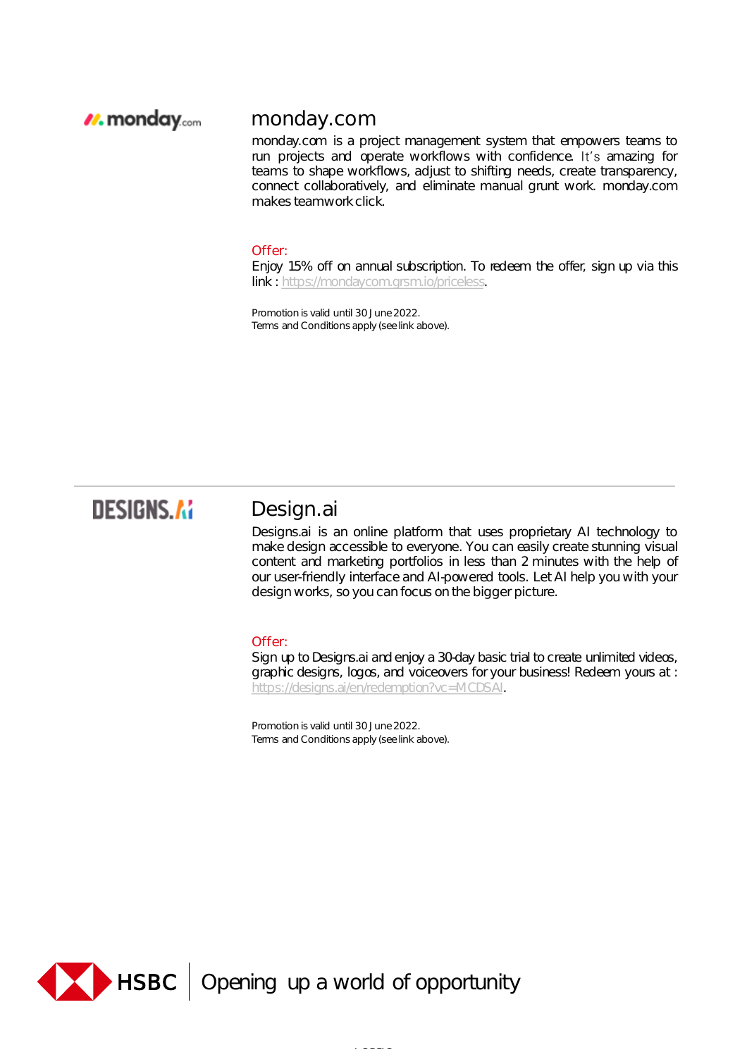## monday.com

monday.com is a project management system that empowers teams to run projects and operate workflows with confidence. It's amazing for teams to shape workflows, adjust to shifting needs, create transparency, connect collaboratively, and eliminate manual grunt work. monday.com makes teamwork click.

Offer:

Enjoy 15% off on annual subscription. To redeem the offer, sign up via this link : https://mondaycom.grsm.io/priceless.

Promotion is valid until 30 June 2022.
Terms and Conditions apply (see link above).

---

## Design.ai

Designs.ai is an online platform that uses proprietary AI technology to make design accessible to everyone. You can easily create stunning visual content and marketing portfolios in less than 2 minutes with the help of our user-friendly interface and AI-powered tools. Let AI help you with your design works, so you can focus on the bigger picture.

Offer:

Sign up to Designs.ai and enjoy a 30-day basic trial to create unlimited videos, graphic designs, logos, and voiceovers for your business! Redeem yours at : https://designs.ai/en/redemption?vc=MCDSAI.

Promotion is valid until 30 June 2022.
Terms and Conditions apply (see link above).

HSBC Opening up a world of opportunity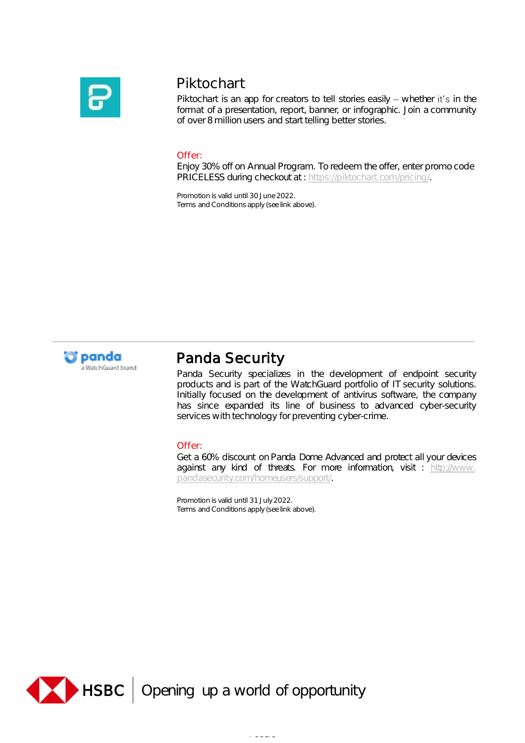## Piktochart

Piktochart is an app for creators to tell stories easily – whether it's in the format of a presentation, report, banner, or infographic. Join a community of over 8 million users and start telling better stories.

Offer:

Enjoy 30% off on Annual Program. To redeem the offer, enter promo code PRICELESS during checkout at : https://piktochart.com/pricing/.

Promotion is valid until 30 June 2022.
Terms and Conditions apply (see link above).

---

## Panda Security

Panda Security specializes in the development of endpoint security products and is part of the WatchGuard portfolio of IT security solutions. Initially focused on the development of antivirus software, the company has since expanded its line of business to advanced cyber-security services with technology for preventing cyber-crime.

Offer:

Get a 60% discount on Panda Dome Advanced and protect all your devices against any kind of threats. For more information, visit : http://www.pandasecurity.com/homeusers/support/.

Promotion is valid until 31 July 2022.
Terms and Conditions apply (see link above).

HSBC | Opening up a world of opportunity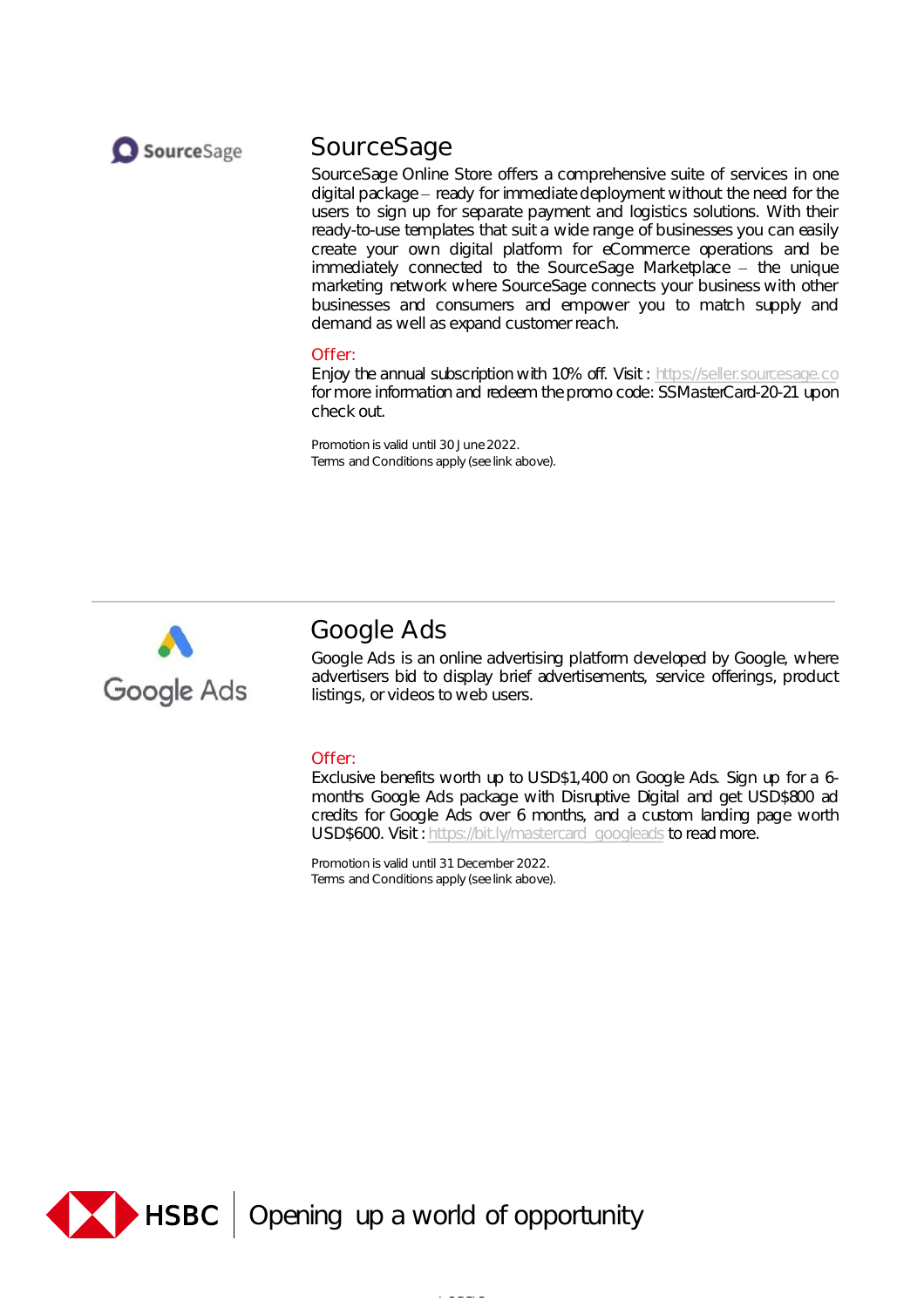## SourceSage

SourceSage Online Store offers a comprehensive suite of services in one digital package – ready for immediate deployment without the need for the users to sign up for separate payment and logistics solutions. With their ready-to-use templates that suit a wide range of businesses you can easily create your own digital platform for eCommerce operations and be immediately connected to the SourceSage Marketplace – the unique marketing network where SourceSage connects your business with other businesses and consumers and empower you to match supply and demand as well as expand customer reach.

Offer:

Enjoy the annual subscription with 10% off. Visit : https://seller.sourcesage.co for more information and redeem the promo code: SSMasterCard-20-21 upon check out.

Promotion is valid until 30 June 2022.
Terms and Conditions apply (see link above).

---

## Google Ads

Google Ads is an online advertising platform developed by Google, where advertisers bid to display brief advertisements, service offerings, product listings, or videos to web users.

Offer:

Exclusive benefits worth up to USD$1,400 on Google Ads. Sign up for a 6-months Google Ads package with Disruptive Digital and get USD$800 ad credits for Google Ads over 6 months, and a custom landing page worth USD$600. Visit : https://bit.ly/mastercard_googleads to read more.

Promotion is valid until 31 December 2022.
Terms and Conditions apply (see link above).

HSBC | Opening up a world of opportunity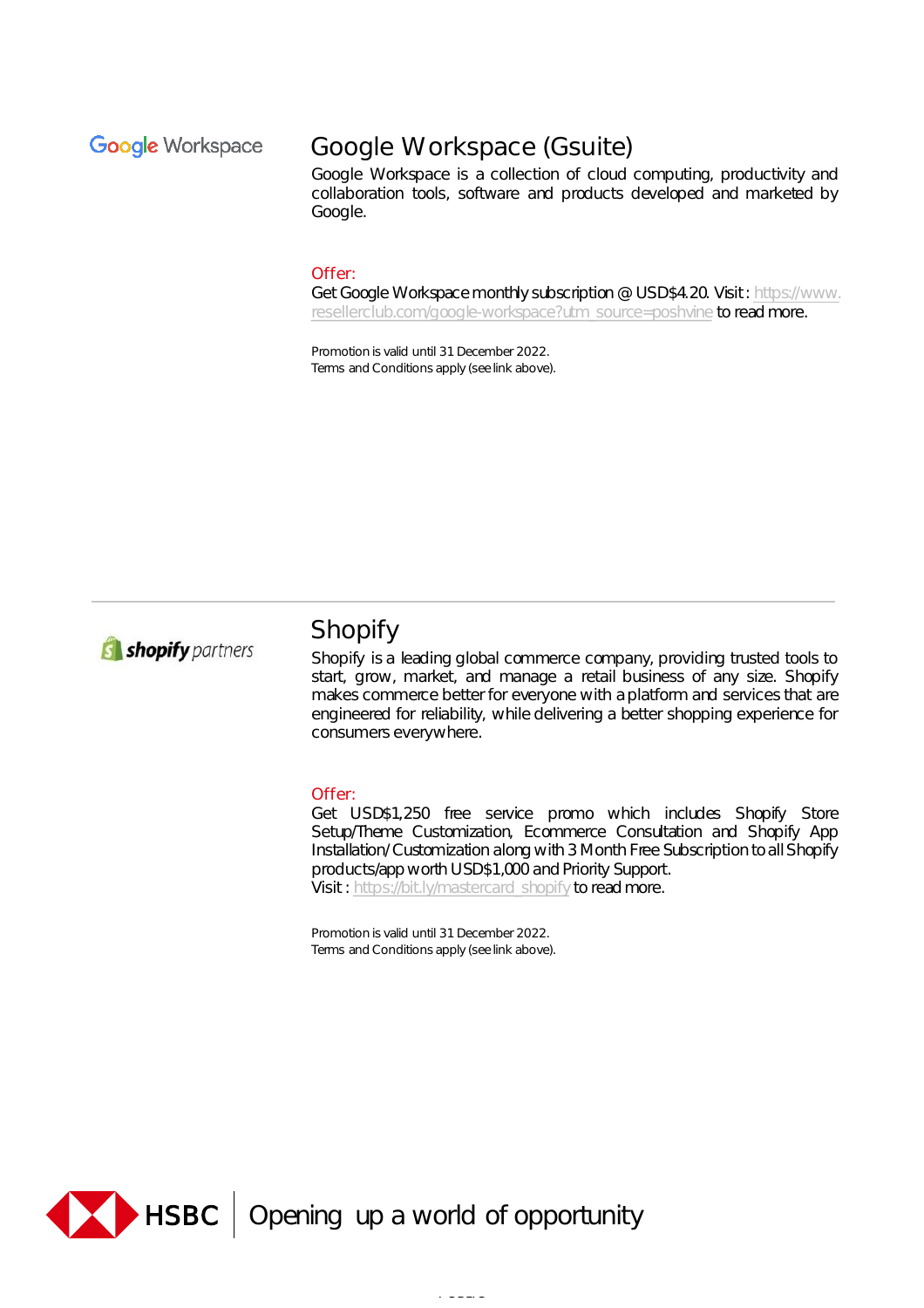## Google Workspace (Gsuite)

Google Workspace is a collection of cloud computing, productivity and collaboration tools, software and products developed and marketed by Google.

Offer:

Get Google Workspace monthly subscription @ USD$4.20. Visit : https://www.resellerclub.com/google-workspace?utm_source=poshvine to read more.

Promotion is valid until 31 December 2022.
Terms and Conditions apply (see link above).

---

## Shopify

Shopify is a leading global commerce company, providing trusted tools to start, grow, market, and manage a retail business of any size. Shopify makes commerce better for everyone with a platform and services that are engineered for reliability, while delivering a better shopping experience for consumers everywhere.

Offer:

Get USD$1,250 free service promo which includes Shopify Store Setup/Theme Customization, Ecommerce Consultation and Shopify App Installation/ Customization along with 3 Month Free Subscription to all Shopify products/app worth USD$1,000 and Priority Support.
Visit : https://bit.ly/mastercard_shopify to read more.

Promotion is valid until 31 December 2022.
Terms and Conditions apply (see link above).

HSBC | Opening up a world of opportunity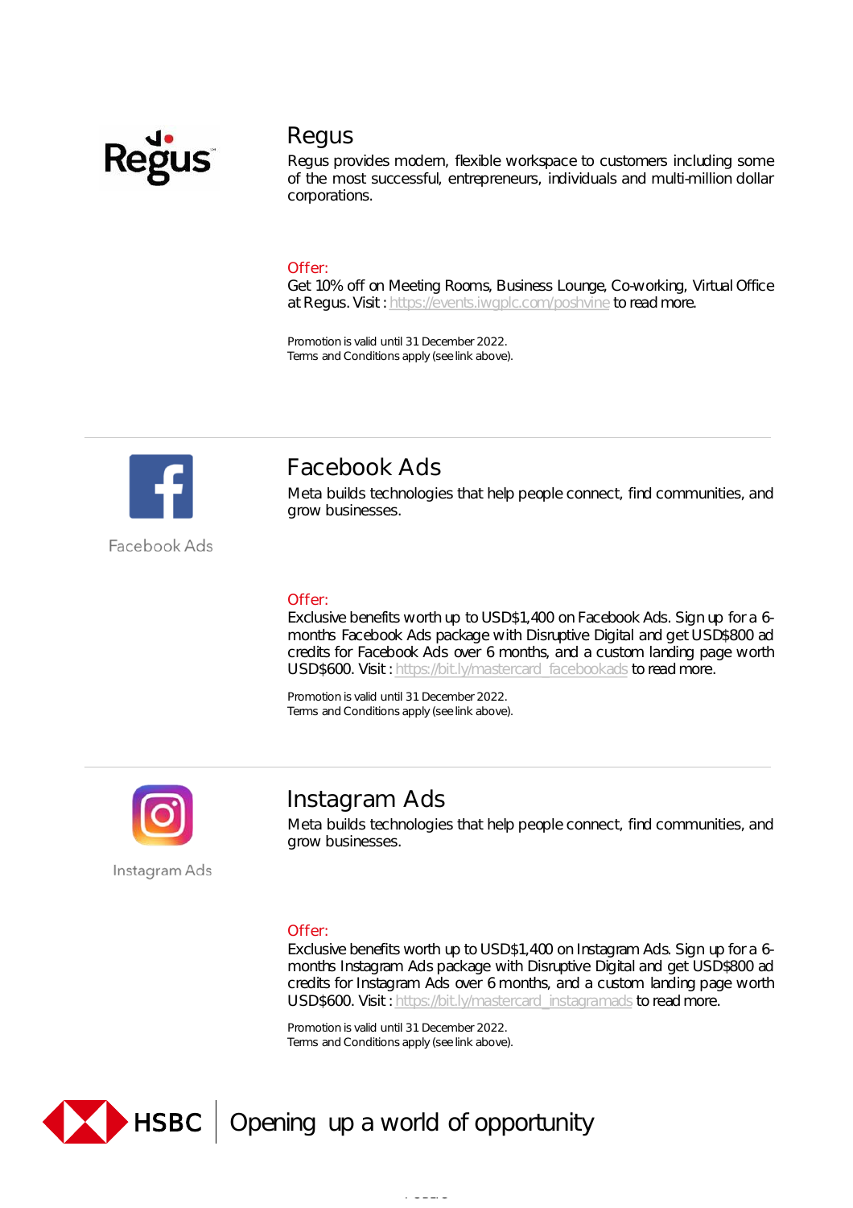## Regus

Regus provides modern, flexible workspace to customers including some of the most successful, entrepreneurs, individuals and multi-million dollar corporations.

Offer:

Get 10% off on Meeting Rooms, Business Lounge, Co-working, Virtual Office at Regus. Visit : https://events.iwgplc.com/poshvine to read more.

Promotion is valid until 31 December 2022.
Terms and Conditions apply (see link above).

---

Facebook Ads

## Facebook Ads

Meta builds technologies that help people connect, find communities, and grow businesses.

Offer:

Exclusive benefits worth up to USD$1,400 on Facebook Ads. Sign up for a 6-months Facebook Ads package with Disruptive Digital and get USD$800 ad credits for Facebook Ads over 6 months, and a custom landing page worth USD$600. Visit : https://bit.ly/mastercard_facebookads to read more.

Promotion is valid until 31 December 2022.
Terms and Conditions apply (see link above).

---

Instagram Ads

## Instagram Ads

Meta builds technologies that help people connect, find communities, and grow businesses.

Offer:

Exclusive benefits worth up to USD$1,400 on Instagram Ads. Sign up for a 6-months Instagram Ads package with Disruptive Digital and get USD$800 ad credits for Instagram Ads over 6 months, and a custom landing page worth USD$600. Visit : https://bit.ly/mastercard_instagramads to read more.

Promotion is valid until 31 December 2022.
Terms and Conditions apply (see link above).

HSBC | Opening up a world of opportunity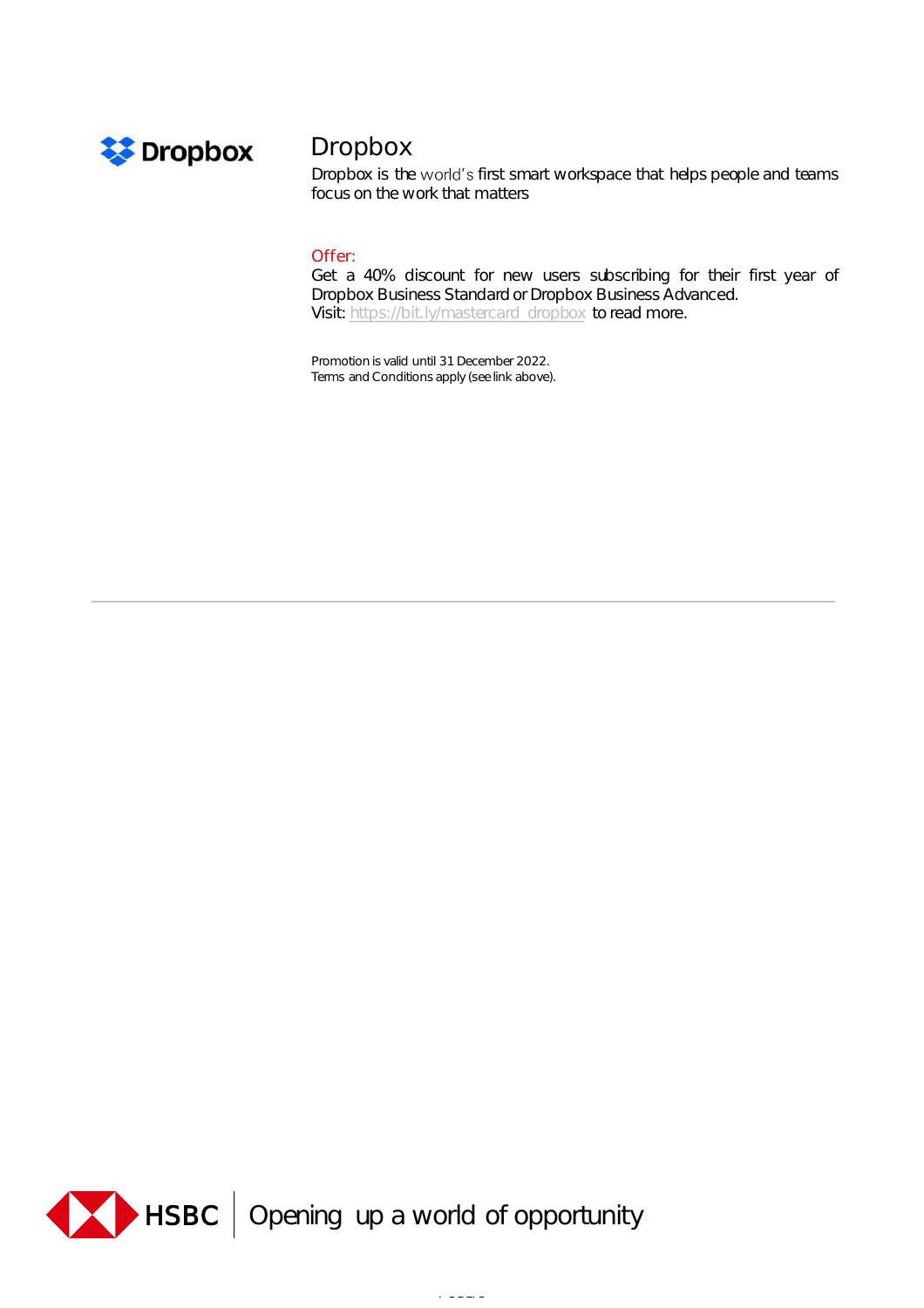## Dropbox

Dropbox is the world's first smart workspace that helps people and teams focus on the work that matters

Offer:

Get a 40% discount for new users subscribing for their first year of Dropbox Business Standard or Dropbox Business Advanced.

Visit: https://bit.ly/mastercard_dropbox to read more.

Promotion is valid until 31 December 2022.

Terms and Conditions apply (see link above).

HSBC | Opening up a world of opportunity